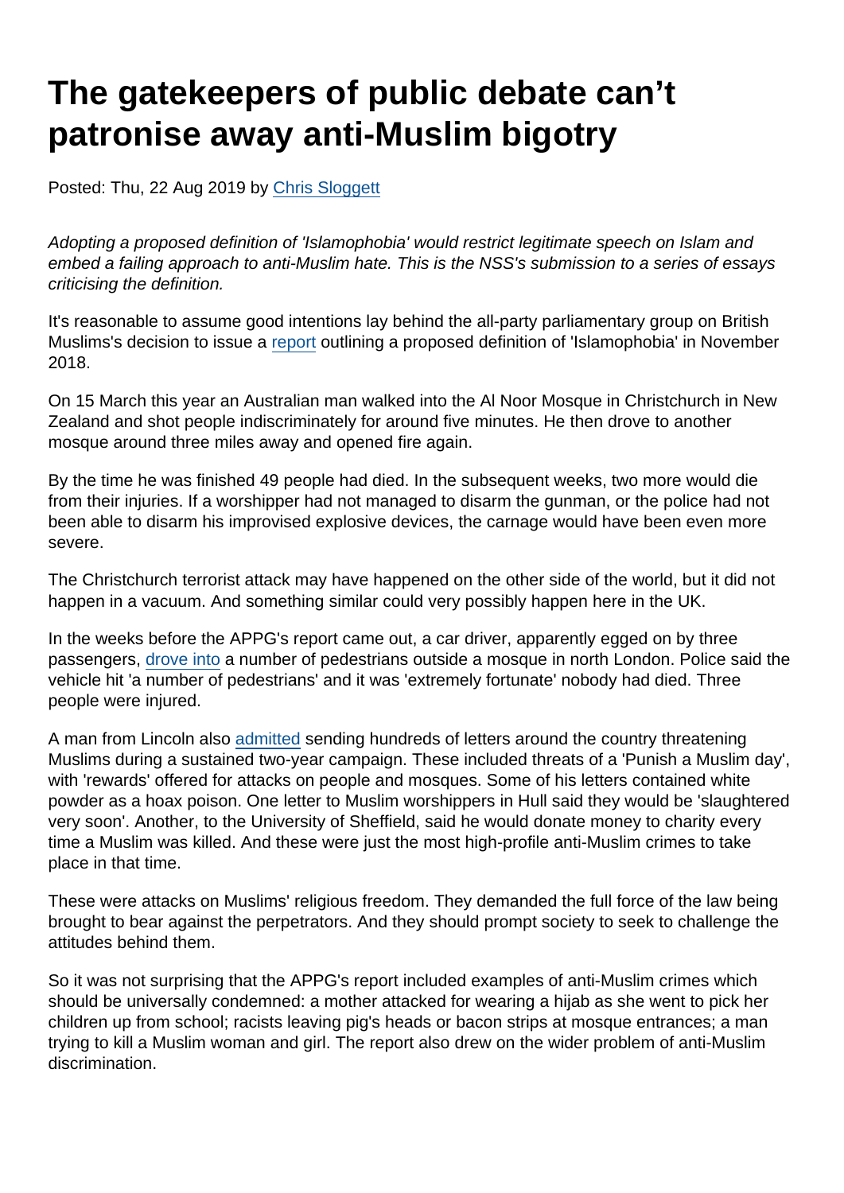# The gatekeepers of public debate can't patronise away anti-Muslim bigotry

Posted: Thu, 22 Aug 2019 by Chris Sloggett

*Adopting a proposed definition of 'Islamophobia' would restrict legitimate speech on Islam and embed a failing approach to anti-Muslim hate. This is the NSS's submission to a series of essays criticising the definition.*

It's reasonable to assume good intentions lay behind the all-party parliamentary group on British Muslims's decision to issue a report outlining a proposed definition of 'Islamophobia' in November 2018.

On 15 March this year an Australian man walked into the Al Noor Mosque in Christchurch in New Zealand and shot people indiscriminately for around five minutes. He then drove to another mosque around three miles away and opened fire again.

By the time he was finished 49 people had died. In the subsequent weeks, two more would die from their injuries. If a worshipper had not managed to disarm the gunman, or the police had not been able to disarm his improvised explosive devices, the carnage would have been even more severe.

The Christchurch terrorist attack may have happened on the other side of the world, but it did not happen in a vacuum. And something similar could very possibly happen here in the UK.

In the weeks before the APPG's report came out, a car driver, apparently egged on by three passengers, drove into a number of pedestrians outside a mosque in north London. Police said the vehicle hit 'a number of pedestrians' and it was 'extremely fortunate' nobody had died. Three people were injured.

A man from Lincoln also admitted sending hundreds of letters around the country threatening Muslims during a sustained two-year campaign. These included threats of a 'Punish a Muslim day', with 'rewards' offered for attacks on people and mosques. Some of his letters contained white powder as a hoax poison. One letter to Muslim worshippers in Hull said they would be 'slaughtered very soon'. Another, to the University of Sheffield, said he would donate money to charity every time a Muslim was killed. And these were just the most high-profile anti-Muslim crimes to take place in that time.

These were attacks on Muslims' religious freedom. They demanded the full force of the law being brought to bear against the perpetrators. And they should prompt society to seek to challenge the attitudes behind them.

So it was not surprising that the APPG's report included examples of anti-Muslim crimes which should be universally condemned: a mother attacked for wearing a hijab as she went to pick her children up from school; racists leaving pig's heads or bacon strips at mosque entrances; a man trying to kill a Muslim woman and girl. The report also drew on the wider problem of anti-Muslim discrimination.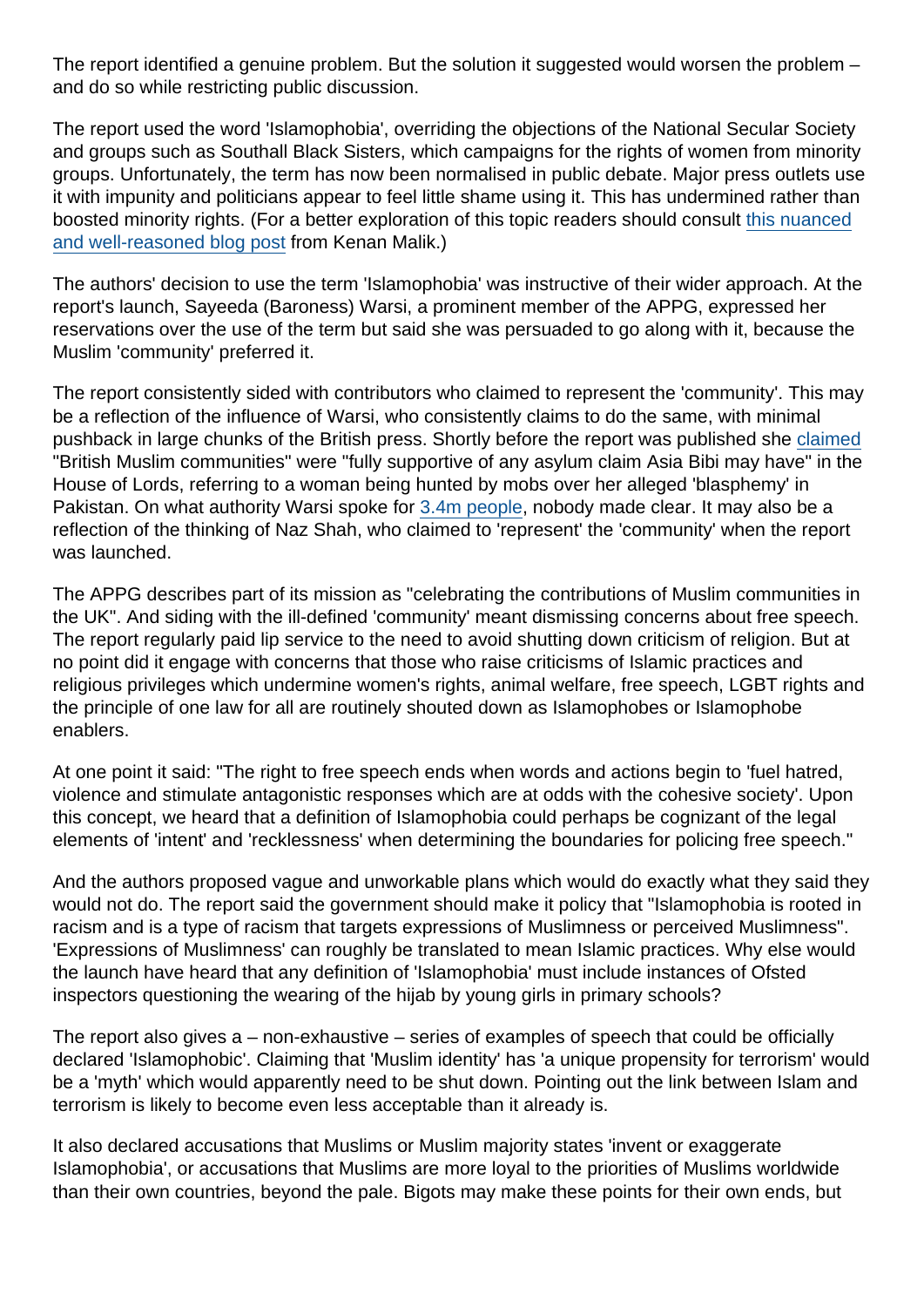The report identified a genuine problem. But the solution it suggested would worsen the problem – and do so while restricting public discussion.

The report used the word 'Islamophobia', overriding the objections of the National Secular Society and groups such as Southall Black Sisters, which campaigns for the rights of women from minority groups. Unfortunately, the term has now been normalised in public debate. Major press outlets use it with impunity and politicians appear to feel little shame using it. This has undermined rather than boosted minority rights. (For a better exploration of this topic readers should consult this nuanced and well-reasoned blog post from Kenan Malik.)

The authors' decision to use the term 'Islamophobia' was instructive of their wider approach. At the report's launch, Sayeeda (Baroness) Warsi, a prominent member of the APPG, expressed her reservations over the use of the term but said she was persuaded to go along with it, because the Muslim 'community' preferred it.

The report consistently sided with contributors who claimed to represent the 'community'. This may be a reflection of the influence of Warsi, who consistently claims to do the same, with minimal pushback in large chunks of the British press. Shortly before the report was published she claimed "British Muslim communities" were "fully supportive of any asylum claim Asia Bibi may have" in the House of Lords, referring to a woman being hunted by mobs over her alleged 'blasphemy' in Pakistan. On what authority Warsi spoke for 3.4m people, nobody made clear. It may also be a reflection of the thinking of Naz Shah, who claimed to 'represent' the 'community' when the report was launched.

The APPG describes part of its mission as "celebrating the contributions of Muslim communities in the UK". And siding with the ill-defined 'community' meant dismissing concerns about free speech. The report regularly paid lip service to the need to avoid shutting down criticism of religion. But at no point did it engage with concerns that those who raise criticisms of Islamic practices and religious privileges which undermine women's rights, animal welfare, free speech, LGBT rights and the principle of one law for all are routinely shouted down as Islamophobes or Islamophobe enablers.

At one point it said: "The right to free speech ends when words and actions begin to 'fuel hatred, violence and stimulate antagonistic responses which are at odds with the cohesive society'. Upon this concept, we heard that a definition of Islamophobia could perhaps be cognizant of the legal elements of 'intent' and 'recklessness' when determining the boundaries for policing free speech."

And the authors proposed vague and unworkable plans which would do exactly what they said they would not do. The report said the government should make it policy that "Islamophobia is rooted in racism and is a type of racism that targets expressions of Muslimness or perceived Muslimness". 'Expressions of Muslimness' can roughly be translated to mean Islamic practices. Why else would the launch have heard that any definition of 'Islamophobia' must include instances of Ofsted inspectors questioning the wearing of the hijab by young girls in primary schools?

The report also gives a – non-exhaustive – series of examples of speech that could be officially declared 'Islamophobic'. Claiming that 'Muslim identity' has 'a unique propensity for terrorism' would be a 'myth' which would apparently need to be shut down. Pointing out the link between Islam and terrorism is likely to become even less acceptable than it already is.

It also declared accusations that Muslims or Muslim majority states 'invent or exaggerate Islamophobia', or accusations that Muslims are more loyal to the priorities of Muslims worldwide than their own countries, beyond the pale. Bigots may make these points for their own ends, but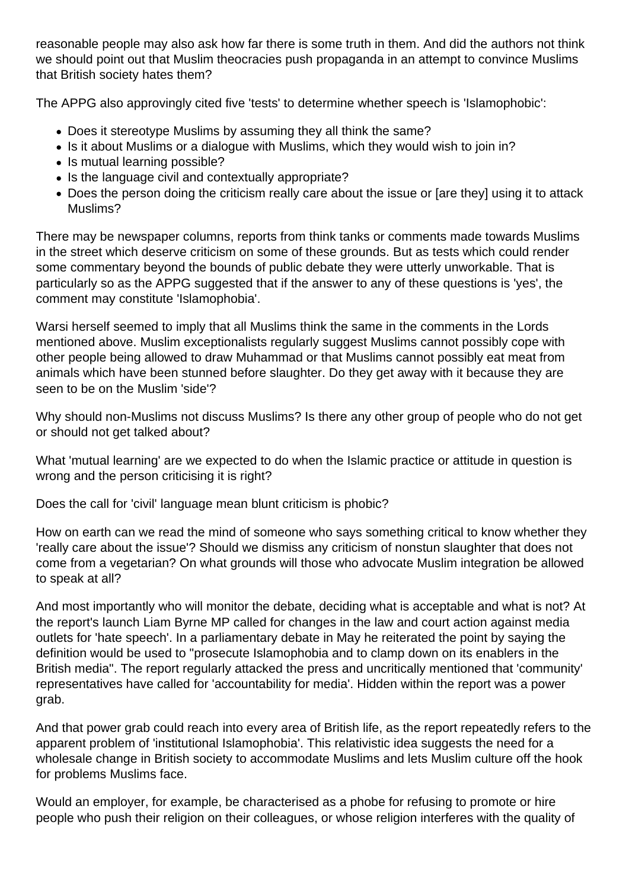reasonable people may also ask how far there is some truth in them. And did the authors not think we should point out that Muslim theocracies push propaganda in an attempt to convince Muslims that British society hates them?

The APPG also approvingly cited five 'tests' to determine whether speech is 'Islamophobic':

- Does it stereotype Muslims by assuming they all think the same?
- Is it about Muslims or a dialogue with Muslims, which they would wish to join in?
- Is mutual learning possible?
- Is the language civil and contextually appropriate?
- Does the person doing the criticism really care about the issue or [are they] using it to attack Muslims?

There may be newspaper columns, reports from think tanks or comments made towards Muslims in the street which deserve criticism on some of these grounds. But as tests which could render some commentary beyond the bounds of public debate they were utterly unworkable. That is particularly so as the APPG suggested that if the answer to any of these questions is 'yes', the comment may constitute 'Islamophobia'.

Warsi herself seemed to imply that all Muslims think the same in the comments in the Lords mentioned above. Muslim exceptionalists regularly suggest Muslims cannot possibly cope with other people being allowed to draw Muhammad or that Muslims cannot possibly eat meat from animals which have been stunned before slaughter. Do they get away with it because they are seen to be on the Muslim 'side'?

Why should non-Muslims not discuss Muslims? Is there any other group of people who do not get or should not get talked about?

What 'mutual learning' are we expected to do when the Islamic practice or attitude in question is wrong and the person criticising it is right?

Does the call for 'civil' language mean blunt criticism is phobic?

How on earth can we read the mind of someone who says something critical to know whether they 'really care about the issue'? Should we dismiss any criticism of nonstun slaughter that does not come from a vegetarian? On what grounds will those who advocate Muslim integration be allowed to speak at all?

And most importantly who will monitor the debate, deciding what is acceptable and what is not? At the report's launch Liam Byrne MP called for changes in the law and court action against media outlets for 'hate speech'. In a parliamentary debate in May he reiterated the point by saying the definition would be used to "prosecute Islamophobia and to clamp down on its enablers in the British media". The report regularly attacked the press and uncritically mentioned that 'community' representatives have called for 'accountability for media'. Hidden within the report was a power grab.

And that power grab could reach into every area of British life, as the report repeatedly refers to the apparent problem of 'institutional Islamophobia'. This relativistic idea suggests the need for a wholesale change in British society to accommodate Muslims and lets Muslim culture off the hook for problems Muslims face.

Would an employer, for example, be characterised as a phobe for refusing to promote or hire people who push their religion on their colleagues, or whose religion interferes with the quality of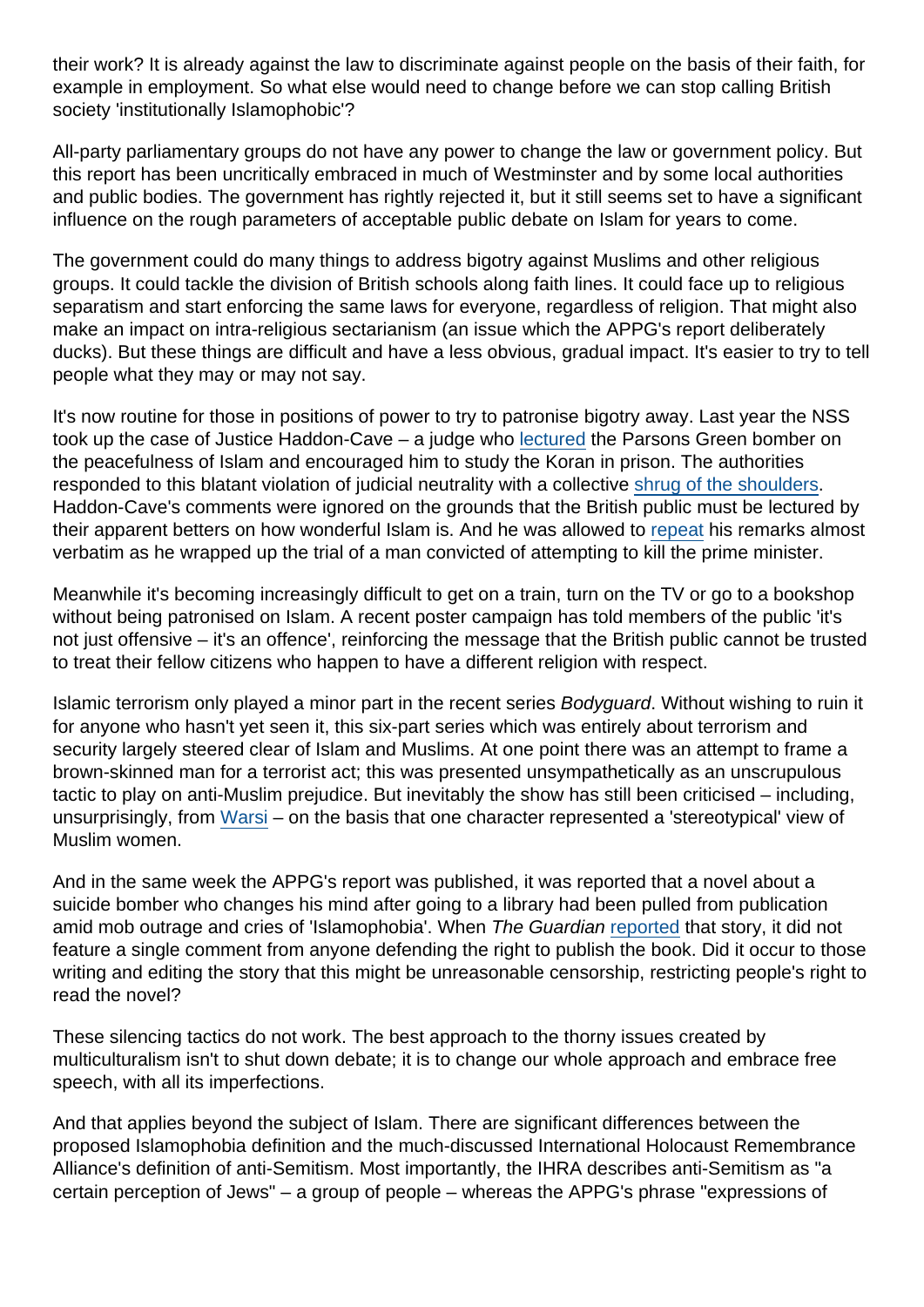their work? It is already against the law to discriminate against people on the basis of their faith, for example in employment. So what else would need to change before we can stop calling British society 'institutionally Islamophobic'?

All-party parliamentary groups do not have any power to change the law or government policy. But this report has been uncritically embraced in much of Westminster and by some local authorities and public bodies. The government has rightly rejected it, but it still seems set to have a significant influence on the rough parameters of acceptable public debate on Islam for years to come.

The government could do many things to address bigotry against Muslims and other religious groups. It could tackle the division of British schools along faith lines. It could face up to religious separatism and start enforcing the same laws for everyone, regardless of religion. That might also make an impact on intra-religious sectarianism (an issue which the APPG's report deliberately ducks). But these things are difficult and have a less obvious, gradual impact. It's easier to try to tell people what they may or may not say.

It's now routine for those in positions of power to try to patronise bigotry away. Last year the NSS took up the case of Justice Haddon-Cave – a judge who lectured the Parsons Green bomber on the peacefulness of Islam and encouraged him to study the Koran in prison. The authorities responded to this blatant violation of judicial neutrality with a collective shrug of the shoulders. Haddon-Cave's comments were ignored on the grounds that the British public must be lectured by their apparent betters on how wonderful Islam is. And he was allowed to repeat his remarks almost verbatim as he wrapped up the trial of a man convicted of attempting to kill the prime minister.

Meanwhile it's becoming increasingly difficult to get on a train, turn on the TV or go to a bookshop without being patronised on Islam. A recent poster campaign has told members of the public 'it's not just offensive – it's an offence', reinforcing the message that the British public cannot be trusted to treat their fellow citizens who happen to have a different religion with respect.

Islamic terrorism only played a minor part in the recent series *Bodyguard*. Without wishing to ruin it for anyone who hasn't yet seen it, this six-part series which was entirely about terrorism and security largely steered clear of Islam and Muslims. At one point there was an attempt to frame a brown-skinned man for a terrorist act; this was presented unsympathetically as an unscrupulous tactic to play on anti-Muslim prejudice. But inevitably the show has still been criticised – including, unsurprisingly, from Warsi – on the basis that one character represented a 'stereotypical' view of Muslim women.

And in the same week the APPG's report was published, it was reported that a novel about a suicide bomber who changes his mind after going to a library had been pulled from publication amid mob outrage and cries of 'Islamophobia'. When *The Guardian* reported that story, it did not feature a single comment from anyone defending the right to publish the book. Did it occur to those writing and editing the story that this might be unreasonable censorship, restricting people's right to read the novel?

These silencing tactics do not work. The best approach to the thorny issues created by multiculturalism isn't to shut down debate; it is to change our whole approach and embrace free speech, with all its imperfections.

And that applies beyond the subject of Islam. There are significant differences between the proposed Islamophobia definition and the much-discussed International Holocaust Remembrance Alliance's definition of anti-Semitism. Most importantly, the IHRA describes anti-Semitism as "a certain perception of Jews" – a group of people – whereas the APPG's phrase "expressions of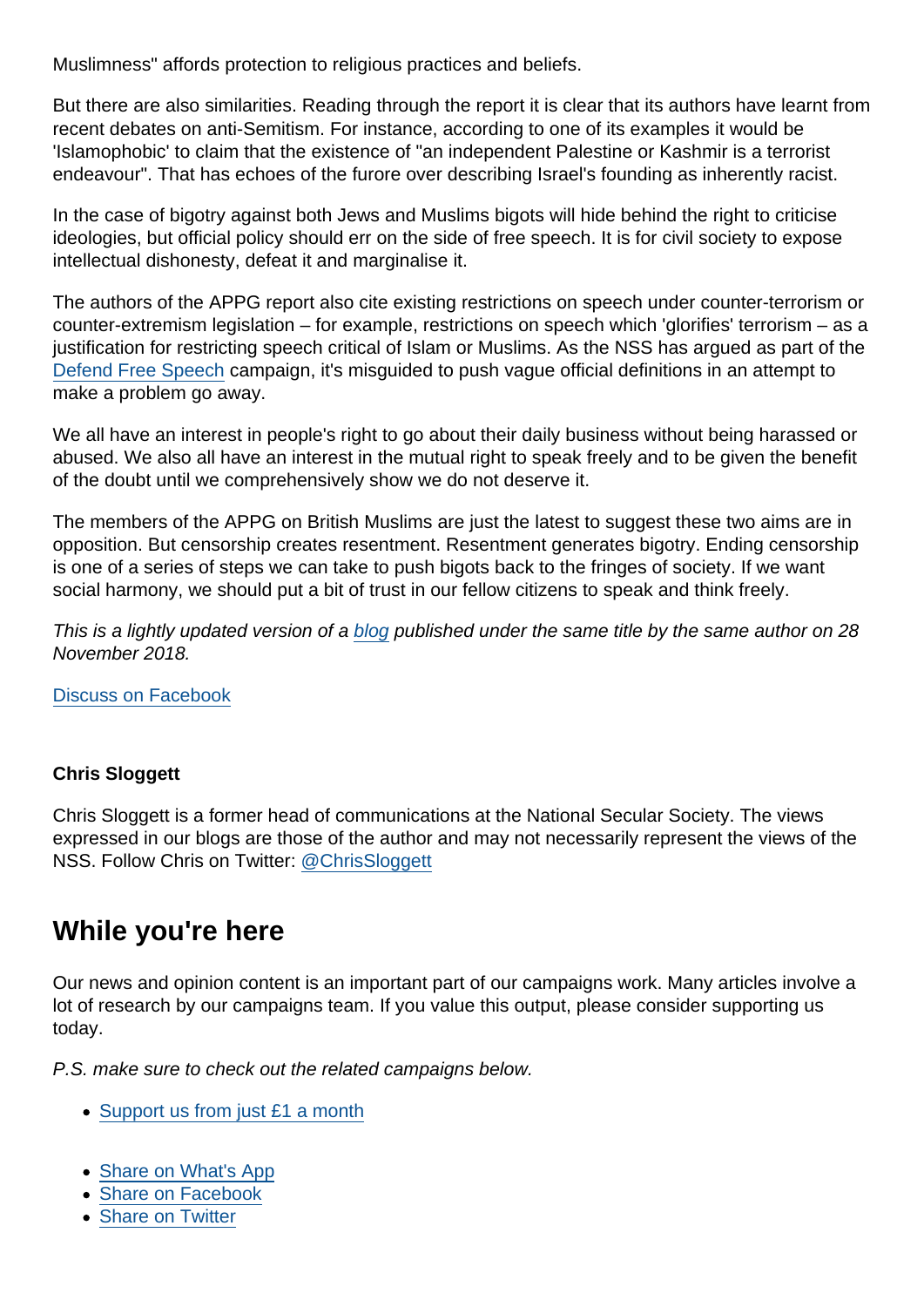Muslimness" affords protection to religious practices and beliefs.

But there are also similarities. Reading through the report it is clear that its authors have learnt from recent debates on anti-Semitism. For instance, according to one of its examples it would be 'Islamophobic' to claim that the existence of "an independent Palestine or Kashmir is a terrorist endeavour". That has echoes of the furore over describing Israel's founding as inherently racist.

In the case of bigotry against both Jews and Muslims bigots will hide behind the right to criticise ideologies, but official policy should err on the side of free speech. It is for civil society to expose intellectual dishonesty, defeat it and marginalise it.

The authors of the APPG report also cite existing restrictions on speech under counter-terrorism or counter-extremism legislation – for example, restrictions on speech which 'glorifies' terrorism – as a justification for restricting speech critical of Islam or Muslims. As the NSS has argued as part of the [Defend Free Speech]() campaign, it's misguided to push vague official definitions in an attempt to make a problem go away.

We all have an interest in people's right to go about their daily business without being harassed or abused. We also all have an interest in the mutual right to speak freely and to be given the benefit of the doubt until we comprehensively show we do not deserve it.

The members of the APPG on British Muslims are just the latest to suggest these two aims are in opposition. But censorship creates resentment. Resentment generates bigotry. Ending censorship is one of a series of steps we can take to push bigots back to the fringes of society. If we want social harmony, we should put a bit of trust in our fellow citizens to speak and think freely.

*This is a lightly updated version of a [blog]() published under the same title by the same author on 28 November 2018.*

[Discuss on Facebook]()

**Chris Sloggett**

Chris Sloggett is a former head of communications at the National Secular Society. The views expressed in our blogs are those of the author and may not necessarily represent the views of the NSS. Follow Chris on Twitter: [@ChrisSloggett]()

## While you're here

Our news and opinion content is an important part of our campaigns work. Many articles involve a lot of research by our campaigns team. If you value this output, please consider supporting us today.

*P.S. make sure to check out the related campaigns below.*

- [Support us from just £1 a month]()

- [Share on What's App]()
- [Share on Facebook]()
- [Share on Twitter]()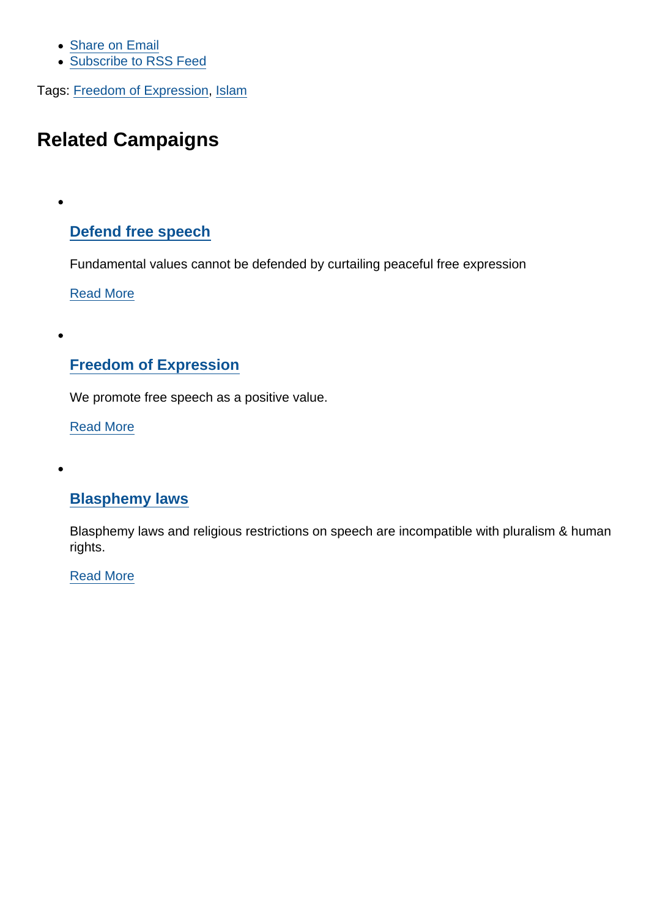- Share on Email
- Subscribe to RSS Feed

Tags: Freedom of Expression, Islam

## Related Campaigns

- ### Defend free speech

  Fundamental values cannot be defended by curtailing peaceful free expression

  Read More

- ### Freedom of Expression

  We promote free speech as a positive value.

  Read More

- ### Blasphemy laws

  Blasphemy laws and religious restrictions on speech are incompatible with pluralism & human rights.

  Read More